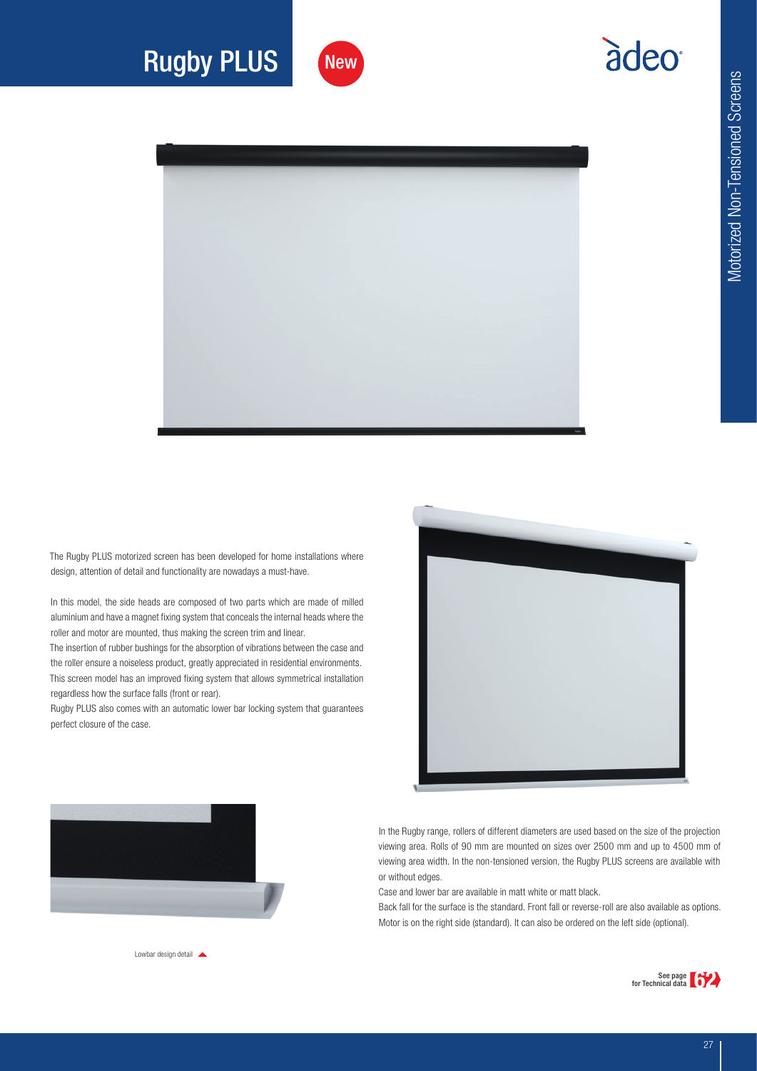# Rugby PLUS

New

The Rugby PLUS motorized screen has been developed for home installations where design, attention of detail and functionality are nowadays a must-have.

In this model, the side heads are composed of two parts which are made of milled aluminium and have a magnet fixing system that conceals the internal heads where the roller and motor are mounted, thus making the screen trim and linear.

The insertion of rubber bushings for the absorption of vibrations between the case and the roller ensure a noiseless product, greatly appreciated in residential environments.

This screen model has an improved fixing system that allows symmetrical installation regardless how the surface falls (front or rear).

Rugby PLUS also comes with an automatic lower bar locking system that guarantees perfect closure of the case.

Lowbar design detail

In the Rugby range, rollers of different diameters are used based on the size of the projection viewing area. Rolls of 90 mm are mounted on sizes over 2500 mm and up to 4500 mm of viewing area width. In the non-tensioned version, the Rugby PLUS screens are available with or without edges.

Case and lower bar are available in matt white or matt black.

Back fall for the surface is the standard. Front fall or reverse-roll are also available as options.

Motor is on the right side (standard). It can also be ordered on the left side (optional).

See page for Technical data 62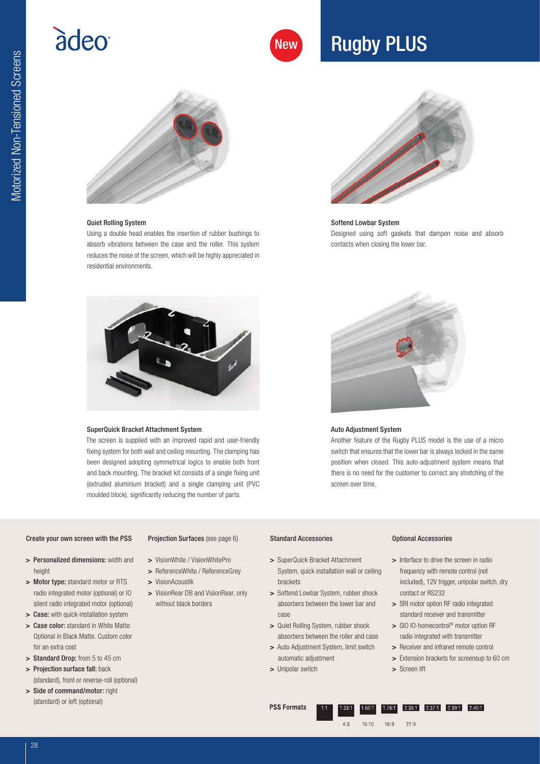# Rugby PLUS

New

### Quiet Rolling System

Using a double head enables the insertion of rubber bushings to absorb vibrations between the case and the roller. This system reduces the noise of the screen, which will be highly appreciated in residential environments.

### Softend Lowbar System

Designed using soft gaskets that dampen noise and absorb contacts when closing the lower bar.

### SuperQuick Bracket Attachment System

The screen is supplied with an improved rapid and user-friendly fixing system for both wall and ceiling mounting. The clamping has been designed adopting symmetrical logics to enable both front and back mounting. The bracket kit consists of a single fixing unit (extruded aluminium bracket) and a single clamping unit (PVC moulded block), significantly reducing the number of parts.

### Auto Adjustment System

Another feature of the Rugby PLUS model is the use of a micro switch that ensures that the lower bar is always locked in the same position when closed. This auto-adjustment system means that there is no need for the customer to correct any stretching of the screen over time.

### Create your own screen with the PSS

- **Personalized dimensions:** width and height
- **Motor type:** standard motor or RTS radio integrated motor (optional) or IO silent radio integrated motor (optional)
- **Case:** with quick-installation system
- **Case color:** standard in White Matte. Optional in Black Matte. Custom color for an extra cost
- **Standard Drop:** from 5 to 45 cm
- **Projection surface fall:** back (standard), front or reverse-roll (optional)
- **Side of command/motor:** right (standard) or left (optional)

### Projection Surfaces (see page 6)

- VisionWhite / VisionWhitePro
- ReferenceWhite / ReferenceGrey
- VisionAcoustik
- VisionRear DB and VisionRear, only without black borders

### Standard Accessories

- SuperQuick Bracket Attachment System, quick installation wall or ceiling brackets
- Softend Lowbar System, rubber shock absorbers between the lower bar and case
- Quiet Rolling System, rubber shock absorbers between the roller and case
- Auto Adjustment System, limit switch automatic adjustment
- Unipolar switch

### Optional Accessories

- Interface to drive the screen in radio frequency with remote control (not included), 12V trigger, unipolar switch, dry contact or RS232
- SRI motor option RF radio integrated standard receiver and transmitter
- SIO IO-homecontrol® motor option RF radio integrated with transmitter
- Receiver and infrared remote control
- Extension brackets for screensup to 60 cm
- Screen lift

**PSS Formats**

| 1:1 | 1.33:1 | 1.60:1 | 1.78:1 | 2.35:1 | 2.37:1 | 2.39:1 | 2.40:1 |
|---|---|---|---|---|---|---|---|
| | 4:3 | 16:10 | 16:9 | 21:9 | | | |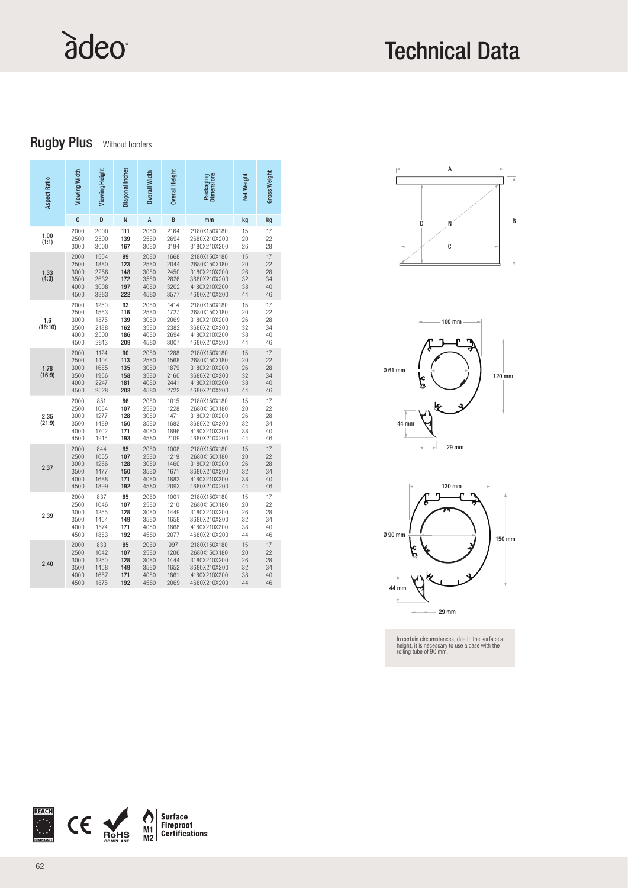# Technical Data

## Rugby Plus Without borders

| Aspect Ratio | Viewing Width | Viewing Height | Diagonal Inches | Overall Width | Overall Height | Packaging Dimensions | Net Weight | Gross Weight |
|---|---|---|---|---|---|---|---|---|
| | C | D | N | A | B | mm | kg | kg |
| 1,00 (1:1) | 2000 | 2000 | **111** | 2080 | 2164 | 2180X150X180 | 15 | 17 |
| | 2500 | 2500 | **139** | 2580 | 2694 | 2680X210X200 | 20 | 22 |
| | 3000 | 3000 | **167** | 3080 | 3194 | 3180X210X200 | 26 | 28 |
| 1,33 (4:3) | 2000 | 1504 | **99** | 2080 | 1668 | 2180X150X180 | 15 | 17 |
| | 2500 | 1880 | **123** | 2580 | 2044 | 2680X150X180 | 20 | 22 |
| | 3000 | 2256 | **148** | 3080 | 2450 | 3180X210X200 | 26 | 28 |
| | 3500 | 2632 | **172** | 3580 | 2826 | 3680X210X200 | 32 | 34 |
| | 4000 | 3008 | **197** | 4080 | 3202 | 4180X210X200 | 38 | 40 |
| | 4500 | 3383 | **222** | 4580 | 3577 | 4680X210X200 | 44 | 46 |
| 1,6 (16:10) | 2000 | 1250 | **93** | 2080 | 1414 | 2180X150X180 | 15 | 17 |
| | 2500 | 1563 | **116** | 2580 | 1727 | 2680X150X180 | 20 | 22 |
| | 3000 | 1875 | **139** | 3080 | 2069 | 3180X210X200 | 26 | 28 |
| | 3500 | 2188 | **162** | 3580 | 2382 | 3680X210X200 | 32 | 34 |
| | 4000 | 2500 | **186** | 4080 | 2694 | 4180X210X200 | 38 | 40 |
| | 4500 | 2813 | **209** | 4580 | 3007 | 4680X210X200 | 44 | 46 |
| 1,78 (16:9) | 2000 | 1124 | **90** | 2080 | 1288 | 2180X150X180 | 15 | 17 |
| | 2500 | 1404 | **113** | 2580 | 1568 | 2680X150X180 | 20 | 22 |
| | 3000 | 1685 | **135** | 3080 | 1879 | 3180X210X200 | 26 | 28 |
| | 3500 | 1966 | **158** | 3580 | 2160 | 3680X210X200 | 32 | 34 |
| | 4000 | 2247 | **181** | 4080 | 2441 | 4180X210X200 | 38 | 40 |
| | 4500 | 2528 | **203** | 4580 | 2722 | 4680X210X200 | 44 | 46 |
| 2,35 (21:9) | 2000 | 851 | **86** | 2080 | 1015 | 2180X150X180 | 15 | 17 |
| | 2500 | 1064 | **107** | 2580 | 1228 | 2680X150X180 | 20 | 22 |
| | 3000 | 1277 | **128** | 3080 | 1471 | 3180X210X200 | 26 | 28 |
| | 3500 | 1489 | **150** | 3580 | 1683 | 3680X210X200 | 32 | 34 |
| | 4000 | 1702 | **171** | 4080 | 1896 | 4180X210X200 | 38 | 40 |
| | 4500 | 1915 | **193** | 4580 | 2109 | 4680X210X200 | 44 | 46 |
| 2,37 | 2000 | 844 | **85** | 2080 | 1008 | 2180X150X180 | 15 | 17 |
| | 2500 | 1055 | **107** | 2580 | 1219 | 2680X150X180 | 20 | 22 |
| | 3000 | 1266 | **128** | 3080 | 1460 | 3180X210X200 | 26 | 28 |
| | 3500 | 1477 | **150** | 3580 | 1671 | 3680X210X200 | 32 | 34 |
| | 4000 | 1688 | **171** | 4080 | 1882 | 4180X210X200 | 38 | 40 |
| | 4500 | 1899 | **192** | 4580 | 2093 | 4680X210X200 | 44 | 46 |
| 2,39 | 2000 | 837 | **85** | 2080 | 1001 | 2180X150X180 | 15 | 17 |
| | 2500 | 1046 | **107** | 2580 | 1210 | 2680X150X180 | 20 | 22 |
| | 3000 | 1255 | **128** | 3080 | 1449 | 3180X210X200 | 26 | 28 |
| | 3500 | 1464 | **149** | 3580 | 1658 | 3680X210X200 | 32 | 34 |
| | 4000 | 1674 | **171** | 4080 | 1868 | 4180X210X200 | 38 | 40 |
| | 4500 | 1883 | **192** | 4580 | 2077 | 4680X210X200 | 44 | 46 |
| 2,40 | 2000 | 833 | **85** | 2080 | 997 | 2180X150X180 | 15 | 17 |
| | 2500 | 1042 | **107** | 2580 | 1206 | 2680X150X180 | 20 | 22 |
| | 3000 | 1250 | **128** | 3080 | 1444 | 3180X210X200 | 26 | 28 |
| | 3500 | 1458 | **149** | 3580 | 1652 | 3680X210X200 | 32 | 34 |
| | 4000 | 1667 | **171** | 4080 | 1861 | 4180X210X200 | 38 | 40 |
| | 4500 | 1875 | **192** | 4580 | 2069 | 4680X210X200 | 44 | 46 |

A, B, C, D, N

100 mm, Ø 61 mm, 120 mm, 44 mm, 29 mm

130 mm, Ø 90 mm, 150 mm, 44 mm, 29 mm

In certain circumstances, due to the surface's height, it is necessary to use a case with the rolling tube of 90 mm.

REACH COMPLIANCE, CE, RoHS COMPLIANT, M1 M2 **Surface Fireproof Certifications**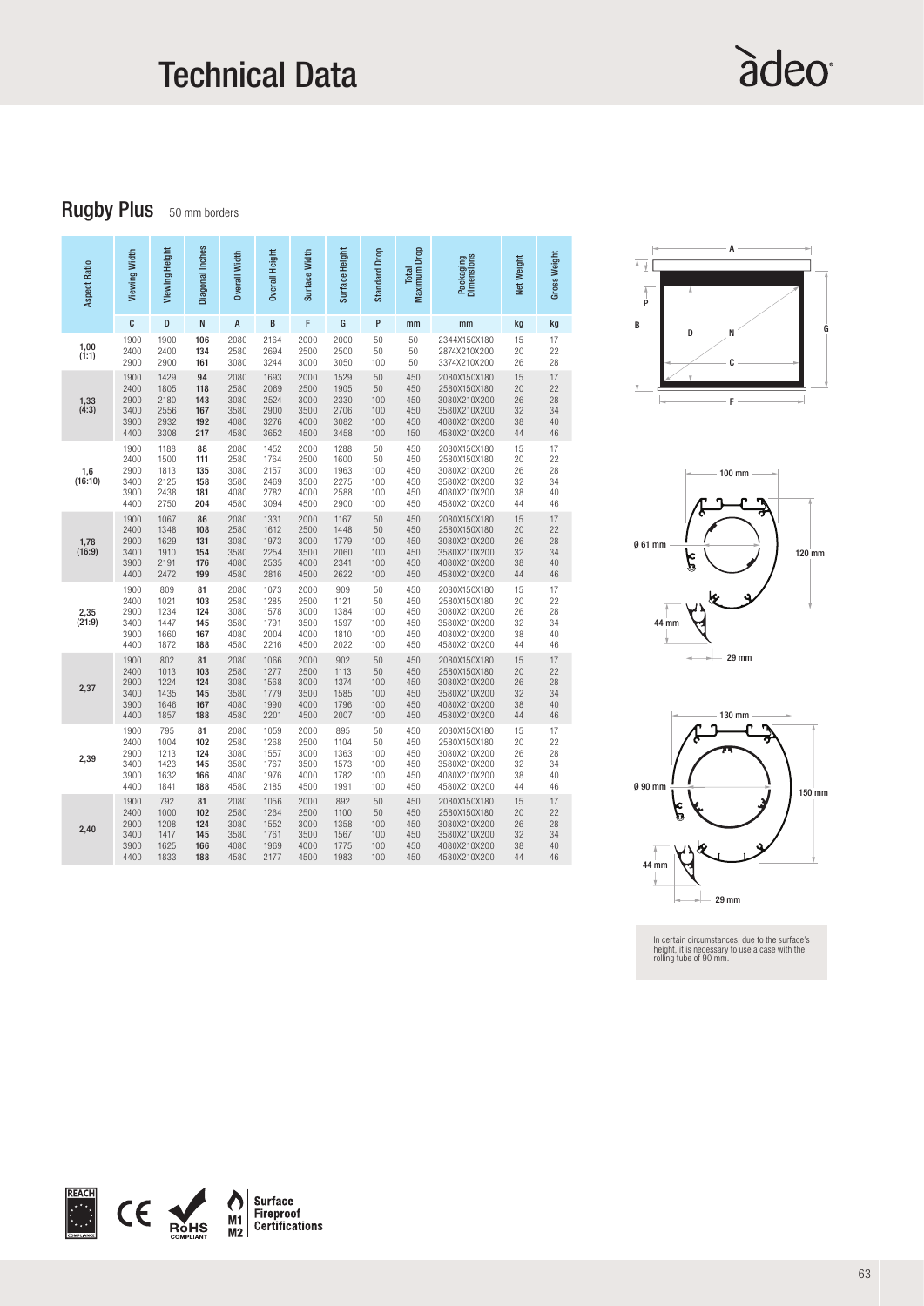# Technical Data

## Rugby Plus 50 mm borders

| Aspect Ratio | Viewing Width | Viewing Height | Diagonal Inches | Overall Width | Overall Height | Surface Width | Surface Height | Standard Drop | Total Maximum Drop | Packaging Dimensions | Net Weight | Gross Weight |
|---|---|---|---|---|---|---|---|---|---|---|---|---|
| | C | D | N | A | B | F | G | P | mm | mm | kg | kg |
| 1,00 (1:1) | 1900 | 1900 | **106** | 2080 | 2164 | 2000 | 2000 | 50 | 50 | 2344X150X180 | 15 | 17 |
| | 2400 | 2400 | **134** | 2580 | 2694 | 2500 | 2500 | 50 | 50 | 2874X210X200 | 20 | 22 |
| | 2900 | 2900 | **161** | 3080 | 3244 | 3000 | 3050 | 100 | 50 | 3374X210X200 | 26 | 28 |
| 1,33 (4:3) | 1900 | 1429 | **94** | 2080 | 1693 | 2000 | 1529 | 50 | 450 | 2080X150X180 | 15 | 17 |
| | 2400 | 1805 | **118** | 2580 | 2069 | 2500 | 1905 | 50 | 450 | 2580X150X180 | 20 | 22 |
| | 2900 | 2180 | **143** | 3080 | 2524 | 3000 | 2330 | 100 | 450 | 3080X210X200 | 26 | 28 |
| | 3400 | 2556 | **167** | 3580 | 2900 | 3500 | 2706 | 100 | 450 | 3580X210X200 | 32 | 34 |
| | 3900 | 2932 | **192** | 4080 | 3276 | 4000 | 3082 | 100 | 450 | 4080X210X200 | 38 | 40 |
| | 4400 | 3308 | **217** | 4580 | 3652 | 4500 | 3458 | 100 | 150 | 4580X210X200 | 44 | 46 |
| 1,6 (16:10) | 1900 | 1188 | **88** | 2080 | 1452 | 2000 | 1288 | 50 | 450 | 2080X150X180 | 15 | 17 |
| | 2400 | 1500 | **111** | 2580 | 1764 | 2500 | 1600 | 50 | 450 | 2580X150X180 | 20 | 22 |
| | 2900 | 1813 | **135** | 3080 | 2157 | 3000 | 1963 | 100 | 450 | 3080X210X200 | 26 | 28 |
| | 3400 | 2125 | **158** | 3580 | 2469 | 3500 | 2275 | 100 | 450 | 3580X210X200 | 32 | 34 |
| | 3900 | 2438 | **181** | 4080 | 2782 | 4000 | 2588 | 100 | 450 | 4080X210X200 | 38 | 40 |
| | 4400 | 2750 | **204** | 4580 | 3094 | 4500 | 2900 | 100 | 450 | 4580X210X200 | 44 | 46 |
| 1,78 (16:9) | 1900 | 1067 | **86** | 2080 | 1331 | 2000 | 1167 | 50 | 450 | 2080X150X180 | 15 | 17 |
| | 2400 | 1348 | **108** | 2580 | 1612 | 2500 | 1448 | 50 | 450 | 2580X150X180 | 20 | 22 |
| | 2900 | 1629 | **131** | 3080 | 1973 | 3000 | 1779 | 100 | 450 | 3080X210X200 | 26 | 28 |
| | 3400 | 1910 | **154** | 3580 | 2254 | 3500 | 2060 | 100 | 450 | 3580X210X200 | 32 | 34 |
| | 3900 | 2191 | **176** | 4080 | 2535 | 4000 | 2341 | 100 | 450 | 4080X210X200 | 38 | 40 |
| | 4400 | 2472 | **199** | 4580 | 2816 | 4500 | 2622 | 100 | 450 | 4580X210X200 | 44 | 46 |
| 2,35 (21:9) | 1900 | 809 | **81** | 2080 | 1073 | 2000 | 909 | 50 | 450 | 2080X150X180 | 15 | 17 |
| | 2400 | 1021 | **103** | 2580 | 1285 | 2500 | 1121 | 50 | 450 | 2580X150X180 | 20 | 22 |
| | 2900 | 1234 | **124** | 3080 | 1578 | 3000 | 1384 | 100 | 450 | 3080X210X200 | 26 | 28 |
| | 3400 | 1447 | **145** | 3580 | 1791 | 3500 | 1597 | 100 | 450 | 3580X210X200 | 32 | 34 |
| | 3900 | 1660 | **167** | 4080 | 2004 | 4000 | 1810 | 100 | 450 | 4080X210X200 | 38 | 40 |
| | 4400 | 1872 | **188** | 4580 | 2216 | 4500 | 2022 | 100 | 450 | 4580X210X200 | 44 | 46 |
| 2,37 | 1900 | 802 | **81** | 2080 | 1066 | 2000 | 902 | 50 | 450 | 2080X150X180 | 15 | 17 |
| | 2400 | 1013 | **103** | 2580 | 1277 | 2500 | 1113 | 50 | 450 | 2580X150X180 | 20 | 22 |
| | 2900 | 1224 | **124** | 3080 | 1568 | 3000 | 1374 | 100 | 450 | 3080X210X200 | 26 | 28 |
| | 3400 | 1435 | **145** | 3580 | 1779 | 3500 | 1585 | 100 | 450 | 3580X210X200 | 32 | 34 |
| | 3900 | 1646 | **167** | 4080 | 1990 | 4000 | 1796 | 100 | 450 | 4080X210X200 | 38 | 40 |
| | 4400 | 1857 | **188** | 4580 | 2201 | 4500 | 2007 | 100 | 450 | 4580X210X200 | 44 | 46 |
| 2,39 | 1900 | 795 | **81** | 2080 | 1059 | 2000 | 895 | 50 | 450 | 2080X150X180 | 15 | 17 |
| | 2400 | 1004 | **102** | 2580 | 1268 | 2500 | 1104 | 50 | 450 | 2580X150X180 | 20 | 22 |
| | 2900 | 1213 | **124** | 3080 | 1557 | 3000 | 1363 | 100 | 450 | 3080X210X200 | 26 | 28 |
| | 3400 | 1423 | **145** | 3580 | 1767 | 3500 | 1573 | 100 | 450 | 3580X210X200 | 32 | 34 |
| | 3900 | 1632 | **166** | 4080 | 1976 | 4000 | 1782 | 100 | 450 | 4080X210X200 | 38 | 40 |
| | 4400 | 1841 | **188** | 4580 | 2185 | 4500 | 1991 | 100 | 450 | 4580X210X200 | 44 | 46 |
| 2,40 | 1900 | 792 | **81** | 2080 | 1056 | 2000 | 892 | 50 | 450 | 2080X150X180 | 15 | 17 |
| | 2400 | 1000 | **102** | 2580 | 1264 | 2500 | 1100 | 50 | 450 | 2580X150X180 | 20 | 22 |
| | 2900 | 1208 | **124** | 3080 | 1552 | 3000 | 1358 | 100 | 450 | 3080X210X200 | 26 | 28 |
| | 3400 | 1417 | **145** | 3580 | 1761 | 3500 | 1567 | 100 | 450 | 3580X210X200 | 32 | 34 |
| | 3900 | 1625 | **166** | 4080 | 1969 | 4000 | 1775 | 100 | 450 | 4080X210X200 | 38 | 40 |
| | 4400 | 1833 | **188** | 4580 | 2177 | 4500 | 1983 | 100 | 450 | 4580X210X200 | 44 | 46 |

In certain circumstances, due to the surface's height, it is necessary to use a case with the rolling tube of 90 mm.

**Surface Fireproof Certifications** M1 M2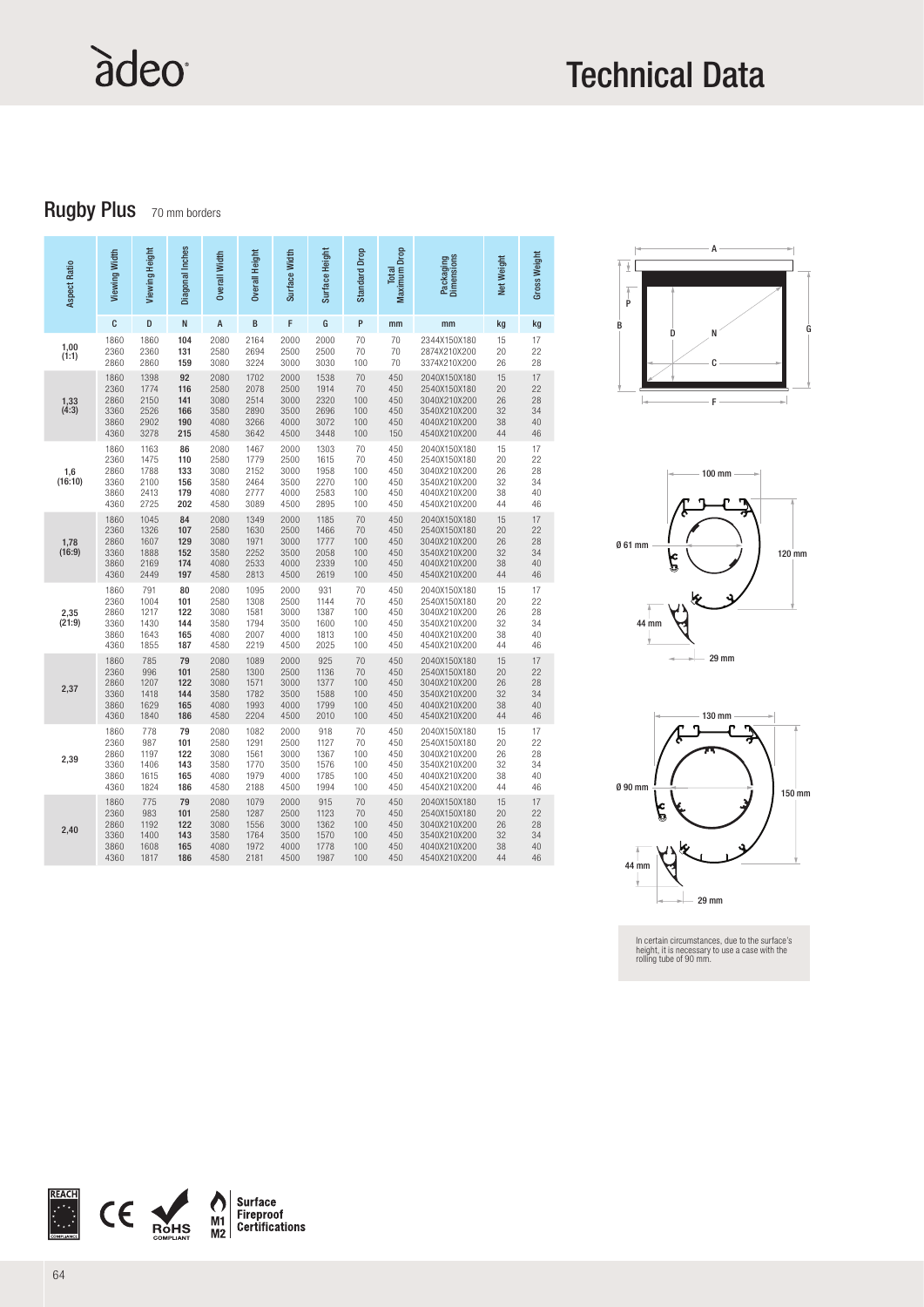# Technical Data

## Rugby Plus 70 mm borders

| Aspect Ratio | Viewing Width | Viewing Height | Diagonal Inches | Overall Width | Overall Height | Surface Width | Surface Height | Standard Drop | Total Maximum Drop | Packaging Dimensions | Net Weight | Gross Weight |
|---|---|---|---|---|---|---|---|---|---|---|---|---|
| | C | D | N | A | B | F | G | P | mm | mm | kg | kg |
| 1,00 (1:1) | 1860 | 1860 | 104 | 2080 | 2164 | 2000 | 2000 | 70 | 70 | 2344X150X180 | 15 | 17 |
| | 2360 | 2360 | 131 | 2580 | 2694 | 2500 | 2500 | 70 | 70 | 2874X210X200 | 20 | 22 |
| | 2860 | 2860 | 159 | 3080 | 3224 | 3000 | 3030 | 100 | 70 | 3374X210X200 | 26 | 28 |
| 1,33 (4:3) | 1860 | 1398 | 92 | 2080 | 1702 | 2000 | 1538 | 70 | 450 | 2040X150X180 | 15 | 17 |
| | 2360 | 1774 | 116 | 2580 | 2078 | 2500 | 1914 | 70 | 450 | 2540X150X180 | 20 | 22 |
| | 2860 | 2150 | 141 | 3080 | 2514 | 3000 | 2320 | 100 | 450 | 3040X210X200 | 26 | 28 |
| | 3360 | 2526 | 166 | 3580 | 2890 | 3500 | 2696 | 100 | 450 | 3540X210X200 | 32 | 34 |
| | 3860 | 2902 | 190 | 4080 | 3266 | 4000 | 3072 | 100 | 450 | 4040X210X200 | 38 | 40 |
| | 4360 | 3278 | 215 | 4580 | 3642 | 4500 | 3448 | 100 | 150 | 4540X210X200 | 44 | 46 |
| 1,6 (16:10) | 1860 | 1163 | 86 | 2080 | 1467 | 2000 | 1303 | 70 | 450 | 2040X150X180 | 15 | 17 |
| | 2360 | 1475 | 110 | 2580 | 1779 | 2500 | 1615 | 70 | 450 | 2540X150X180 | 20 | 22 |
| | 2860 | 1788 | 133 | 3080 | 2152 | 3000 | 1958 | 100 | 450 | 3040X210X200 | 26 | 28 |
| | 3360 | 2100 | 156 | 3580 | 2464 | 3500 | 2270 | 100 | 450 | 3540X210X200 | 32 | 34 |
| | 3860 | 2413 | 179 | 4080 | 2777 | 4000 | 2583 | 100 | 450 | 4040X210X200 | 38 | 40 |
| | 4360 | 2725 | 202 | 4580 | 3089 | 4500 | 2895 | 100 | 450 | 4540X210X200 | 44 | 46 |
| 1,78 (16:9) | 1860 | 1045 | 84 | 2080 | 1349 | 2000 | 1185 | 70 | 450 | 2040X150X180 | 15 | 17 |
| | 2360 | 1326 | 107 | 2580 | 1630 | 2500 | 1466 | 70 | 450 | 2540X150X180 | 20 | 22 |
| | 2860 | 1607 | 129 | 3080 | 1971 | 3000 | 1777 | 100 | 450 | 3040X210X200 | 26 | 28 |
| | 3360 | 1888 | 152 | 3580 | 2252 | 3500 | 2058 | 100 | 450 | 3540X210X200 | 32 | 34 |
| | 3860 | 2169 | 174 | 4080 | 2533 | 4000 | 2339 | 100 | 450 | 4040X210X200 | 38 | 40 |
| | 4360 | 2449 | 197 | 4580 | 2813 | 4500 | 2619 | 100 | 450 | 4540X210X200 | 44 | 46 |
| 2,35 (21:9) | 1860 | 791 | 80 | 2080 | 1095 | 2000 | 931 | 70 | 450 | 2040X150X180 | 15 | 17 |
| | 2360 | 1004 | 101 | 2580 | 1308 | 2500 | 1144 | 70 | 450 | 2540X150X180 | 20 | 22 |
| | 2860 | 1217 | 122 | 3080 | 1581 | 3000 | 1387 | 100 | 450 | 3040X210X200 | 26 | 28 |
| | 3360 | 1430 | 144 | 3580 | 1794 | 3500 | 1600 | 100 | 450 | 3540X210X200 | 32 | 34 |
| | 3860 | 1643 | 165 | 4080 | 2007 | 4000 | 1813 | 100 | 450 | 4040X210X200 | 38 | 40 |
| | 4360 | 1855 | 187 | 4580 | 2219 | 4500 | 2025 | 100 | 450 | 4540X210X200 | 44 | 46 |
| 2,37 | 1860 | 785 | 79 | 2080 | 1089 | 2000 | 925 | 70 | 450 | 2040X150X180 | 15 | 17 |
| | 2360 | 996 | 101 | 2580 | 1300 | 2500 | 1136 | 70 | 450 | 2540X150X180 | 20 | 22 |
| | 2860 | 1207 | 122 | 3080 | 1571 | 3000 | 1377 | 100 | 450 | 3040X210X200 | 26 | 28 |
| | 3360 | 1418 | 144 | 3580 | 1782 | 3500 | 1588 | 100 | 450 | 3540X210X200 | 32 | 34 |
| | 3860 | 1629 | 165 | 4080 | 1993 | 4000 | 1799 | 100 | 450 | 4040X210X200 | 38 | 40 |
| | 4360 | 1840 | 186 | 4580 | 2204 | 4500 | 2010 | 100 | 450 | 4540X210X200 | 44 | 46 |
| 2,39 | 1860 | 778 | 79 | 2080 | 1082 | 2000 | 918 | 70 | 450 | 2040X150X180 | 15 | 17 |
| | 2360 | 987 | 101 | 2580 | 1291 | 2500 | 1127 | 70 | 450 | 2540X150X180 | 20 | 22 |
| | 2860 | 1197 | 122 | 3080 | 1561 | 3000 | 1367 | 100 | 450 | 3040X210X200 | 26 | 28 |
| | 3360 | 1406 | 143 | 3580 | 1770 | 3500 | 1576 | 100 | 450 | 3540X210X200 | 32 | 34 |
| | 3860 | 1615 | 165 | 4080 | 1979 | 4000 | 1785 | 100 | 450 | 4040X210X200 | 38 | 40 |
| | 4360 | 1824 | 186 | 4580 | 2188 | 4500 | 1994 | 100 | 450 | 4540X210X200 | 44 | 46 |
| 2,40 | 1860 | 775 | 79 | 2080 | 1079 | 2000 | 915 | 70 | 450 | 2040X150X180 | 15 | 17 |
| | 2360 | 983 | 101 | 2580 | 1287 | 2500 | 1123 | 70 | 450 | 2540X150X180 | 20 | 22 |
| | 2860 | 1192 | 122 | 3080 | 1556 | 3000 | 1362 | 100 | 450 | 3040X210X200 | 26 | 28 |
| | 3360 | 1400 | 143 | 3580 | 1764 | 3500 | 1570 | 100 | 450 | 3540X210X200 | 32 | 34 |
| | 3860 | 1608 | 165 | 4080 | 1972 | 4000 | 1778 | 100 | 450 | 4040X210X200 | 38 | 40 |
| | 4360 | 1817 | 186 | 4580 | 2181 | 4500 | 1987 | 100 | 450 | 4540X210X200 | 44 | 46 |

A
P
B
D
N
G
C
F

100 mm
Ø 61 mm
120 mm
44 mm
29 mm

130 mm
Ø 90 mm
150 mm
44 mm
29 mm

In certain circumstances, due to the surface's height, it is necessary to use a case with the rolling tube of 90 mm.

REACH COMPLIANCE · CE · RoHS COMPLIANT · M1 M2 Surface Fireproof Certifications